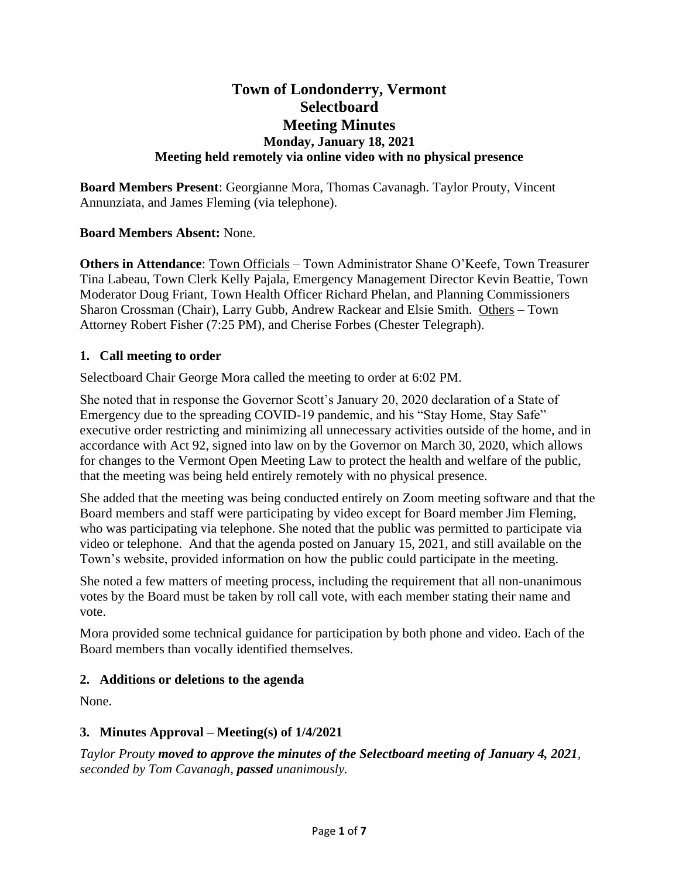# Town of Londonderry, Vermont
# Selectboard
# Meeting Minutes
### Monday, January 18, 2021
### Meeting held remotely via online video with no physical presence

**Board Members Present**: Georgianne Mora, Thomas Cavanagh. Taylor Prouty, Vincent Annunziata, and James Fleming (via telephone).

**Board Members Absent:** None.

**Others in Attendance**: Town Officials – Town Administrator Shane O'Keefe, Town Treasurer Tina Labeau, Town Clerk Kelly Pajala, Emergency Management Director Kevin Beattie, Town Moderator Doug Friant, Town Health Officer Richard Phelan, and Planning Commissioners Sharon Crossman (Chair), Larry Gubb, Andrew Rackear and Elsie Smith. Others – Town Attorney Robert Fisher (7:25 PM), and Cherise Forbes (Chester Telegraph).

## 1. Call meeting to order

Selectboard Chair George Mora called the meeting to order at 6:02 PM.

She noted that in response the Governor Scott's January 20, 2020 declaration of a State of Emergency due to the spreading COVID-19 pandemic, and his "Stay Home, Stay Safe" executive order restricting and minimizing all unnecessary activities outside of the home, and in accordance with Act 92, signed into law on by the Governor on March 30, 2020, which allows for changes to the Vermont Open Meeting Law to protect the health and welfare of the public, that the meeting was being held entirely remotely with no physical presence.

She added that the meeting was being conducted entirely on Zoom meeting software and that the Board members and staff were participating by video except for Board member Jim Fleming, who was participating via telephone. She noted that the public was permitted to participate via video or telephone. And that the agenda posted on January 15, 2021, and still available on the Town's website, provided information on how the public could participate in the meeting.

She noted a few matters of meeting process, including the requirement that all non-unanimous votes by the Board must be taken by roll call vote, with each member stating their name and vote.

Mora provided some technical guidance for participation by both phone and video. Each of the Board members than vocally identified themselves.

## 2. Additions or deletions to the agenda

None.

## 3. Minutes Approval – Meeting(s) of 1/4/2021

*Taylor Prouty **moved to approve the minutes of the Selectboard meeting of January 4, 2021**, seconded by Tom Cavanagh, **passed** unanimously.*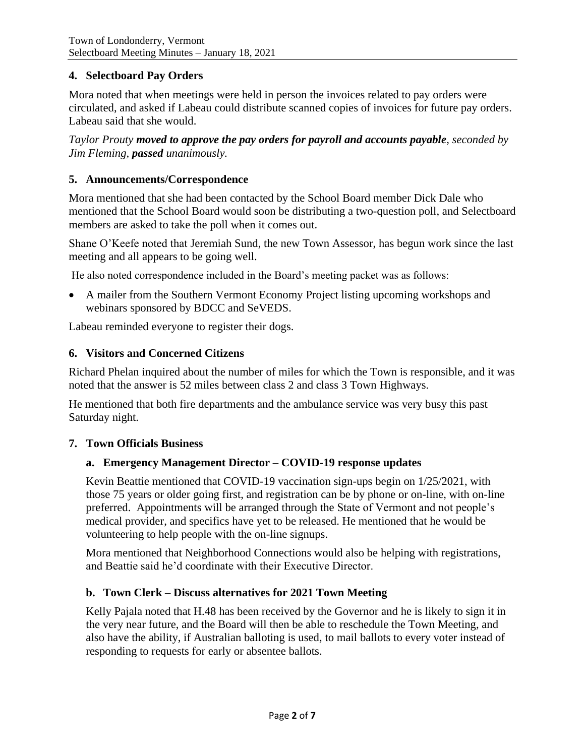## 4. Selectboard Pay Orders

Mora noted that when meetings were held in person the invoices related to pay orders were circulated, and asked if Labeau could distribute scanned copies of invoices for future pay orders. Labeau said that she would.

*Taylor Prouty **moved to approve the pay orders for payroll and accounts payable**, seconded by Jim Fleming, **passed** unanimously.*

## 5. Announcements/Correspondence

Mora mentioned that she had been contacted by the School Board member Dick Dale who mentioned that the School Board would soon be distributing a two-question poll, and Selectboard members are asked to take the poll when it comes out.

Shane O'Keefe noted that Jeremiah Sund, the new Town Assessor, has begun work since the last meeting and all appears to be going well.

He also noted correspondence included in the Board's meeting packet was as follows:

- A mailer from the Southern Vermont Economy Project listing upcoming workshops and webinars sponsored by BDCC and SeVEDS.

Labeau reminded everyone to register their dogs.

## 6. Visitors and Concerned Citizens

Richard Phelan inquired about the number of miles for which the Town is responsible, and it was noted that the answer is 52 miles between class 2 and class 3 Town Highways.

He mentioned that both fire departments and the ambulance service was very busy this past Saturday night.

## 7. Town Officials Business

### a. Emergency Management Director – COVID-19 response updates

Kevin Beattie mentioned that COVID-19 vaccination sign-ups begin on 1/25/2021, with those 75 years or older going first, and registration can be by phone or on-line, with on-line preferred. Appointments will be arranged through the State of Vermont and not people's medical provider, and specifics have yet to be released. He mentioned that he would be volunteering to help people with the on-line signups.

Mora mentioned that Neighborhood Connections would also be helping with registrations, and Beattie said he'd coordinate with their Executive Director.

### b. Town Clerk – Discuss alternatives for 2021 Town Meeting

Kelly Pajala noted that H.48 has been received by the Governor and he is likely to sign it in the very near future, and the Board will then be able to reschedule the Town Meeting, and also have the ability, if Australian balloting is used, to mail ballots to every voter instead of responding to requests for early or absentee ballots.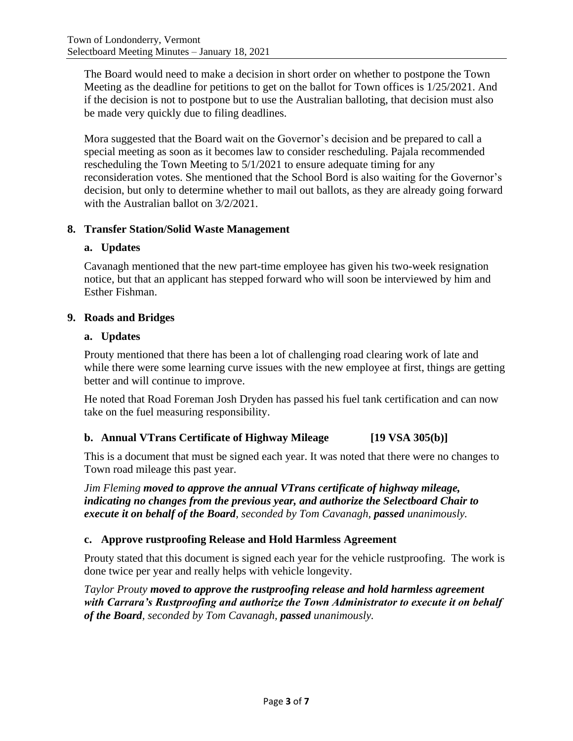The Board would need to make a decision in short order on whether to postpone the Town Meeting as the deadline for petitions to get on the ballot for Town offices is 1/25/2021. And if the decision is not to postpone but to use the Australian balloting, that decision must also be made very quickly due to filing deadlines.

Mora suggested that the Board wait on the Governor's decision and be prepared to call a special meeting as soon as it becomes law to consider rescheduling. Pajala recommended rescheduling the Town Meeting to 5/1/2021 to ensure adequate timing for any reconsideration votes. She mentioned that the School Bord is also waiting for the Governor's decision, but only to determine whether to mail out ballots, as they are already going forward with the Australian ballot on 3/2/2021.

## 8. Transfer Station/Solid Waste Management

### a. Updates

Cavanagh mentioned that the new part-time employee has given his two-week resignation notice, but that an applicant has stepped forward who will soon be interviewed by him and Esther Fishman.

## 9. Roads and Bridges

### a. Updates

Prouty mentioned that there has been a lot of challenging road clearing work of late and while there were some learning curve issues with the new employee at first, things are getting better and will continue to improve.

He noted that Road Foreman Josh Dryden has passed his fuel tank certification and can now take on the fuel measuring responsibility.

### b. Annual VTrans Certificate of Highway Mileage [19 VSA 305(b)]

This is a document that must be signed each year. It was noted that there were no changes to Town road mileage this past year.

*Jim Fleming* ***moved to approve the annual VTrans certificate of highway mileage, indicating no changes from the previous year, and authorize the Selectboard Chair to execute it on behalf of the Board****, seconded by Tom Cavanagh,* ***passed*** *unanimously.*

### c. Approve rustproofing Release and Hold Harmless Agreement

Prouty stated that this document is signed each year for the vehicle rustproofing. The work is done twice per year and really helps with vehicle longevity.

*Taylor Prouty* ***moved to approve the rustproofing release and hold harmless agreement with Carrara's Rustproofing and authorize the Town Administrator to execute it on behalf of the Board****, seconded by Tom Cavanagh,* ***passed*** *unanimously.*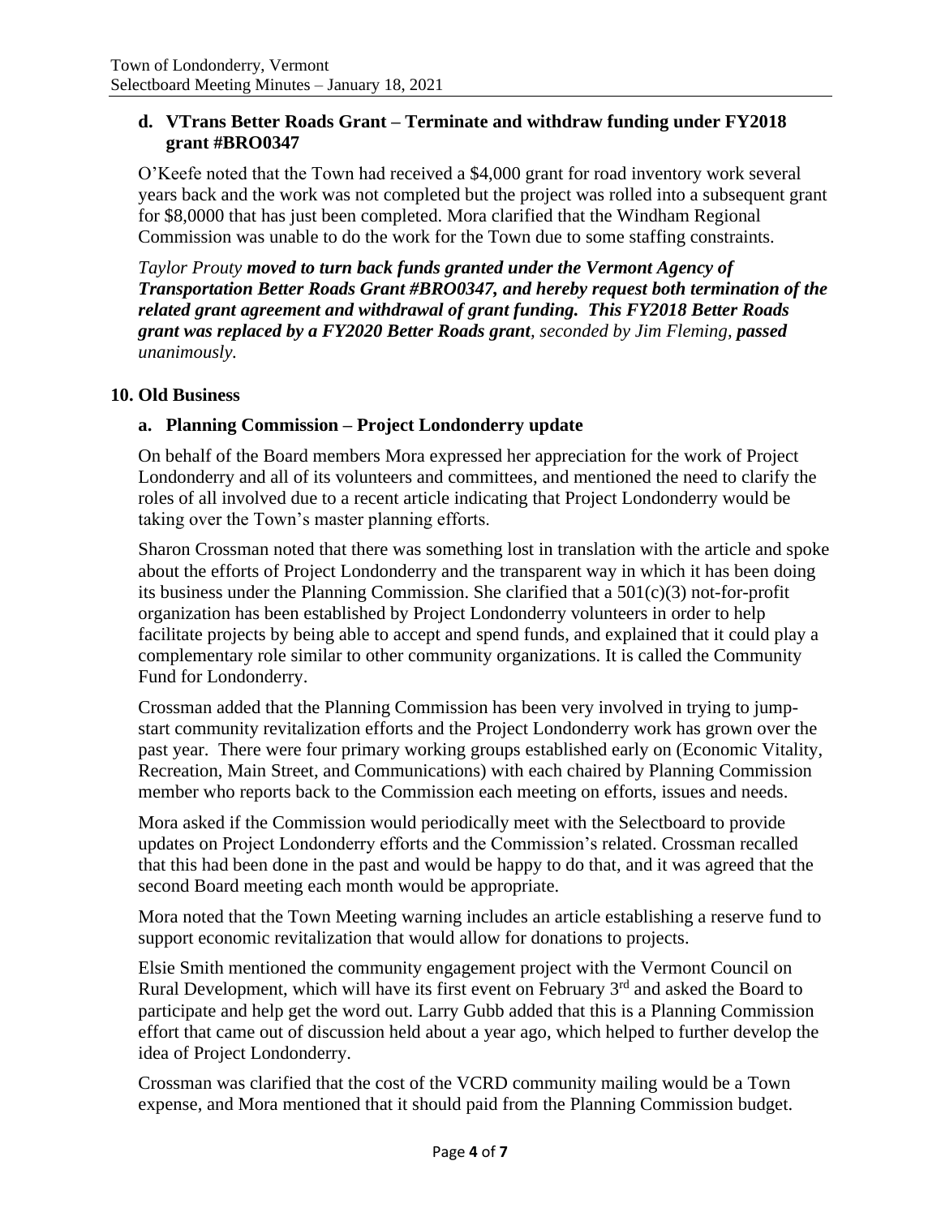### d. VTrans Better Roads Grant – Terminate and withdraw funding under FY2018 grant #BRO0347

O'Keefe noted that the Town had received a $4,000 grant for road inventory work several years back and the work was not completed but the project was rolled into a subsequent grant for $8,0000 that has just been completed. Mora clarified that the Windham Regional Commission was unable to do the work for the Town due to some staffing constraints.

*Taylor Prouty* ***moved to turn back funds granted under the Vermont Agency of Transportation Better Roads Grant #BRO0347, and hereby request both termination of the related grant agreement and withdrawal of grant funding. This FY2018 Better Roads grant was replaced by a FY2020 Better Roads grant****, seconded by Jim Fleming,* ***passed*** *unanimously.*

## 10. Old Business

### a. Planning Commission – Project Londonderry update

On behalf of the Board members Mora expressed her appreciation for the work of Project Londonderry and all of its volunteers and committees, and mentioned the need to clarify the roles of all involved due to a recent article indicating that Project Londonderry would be taking over the Town's master planning efforts.

Sharon Crossman noted that there was something lost in translation with the article and spoke about the efforts of Project Londonderry and the transparent way in which it has been doing its business under the Planning Commission. She clarified that a 501(c)(3) not-for-profit organization has been established by Project Londonderry volunteers in order to help facilitate projects by being able to accept and spend funds, and explained that it could play a complementary role similar to other community organizations. It is called the Community Fund for Londonderry.

Crossman added that the Planning Commission has been very involved in trying to jump-start community revitalization efforts and the Project Londonderry work has grown over the past year. There were four primary working groups established early on (Economic Vitality, Recreation, Main Street, and Communications) with each chaired by Planning Commission member who reports back to the Commission each meeting on efforts, issues and needs.

Mora asked if the Commission would periodically meet with the Selectboard to provide updates on Project Londonderry efforts and the Commission's related. Crossman recalled that this had been done in the past and would be happy to do that, and it was agreed that the second Board meeting each month would be appropriate.

Mora noted that the Town Meeting warning includes an article establishing a reserve fund to support economic revitalization that would allow for donations to projects.

Elsie Smith mentioned the community engagement project with the Vermont Council on Rural Development, which will have its first event on February 3rd and asked the Board to participate and help get the word out. Larry Gubb added that this is a Planning Commission effort that came out of discussion held about a year ago, which helped to further develop the idea of Project Londonderry.

Crossman was clarified that the cost of the VCRD community mailing would be a Town expense, and Mora mentioned that it should paid from the Planning Commission budget.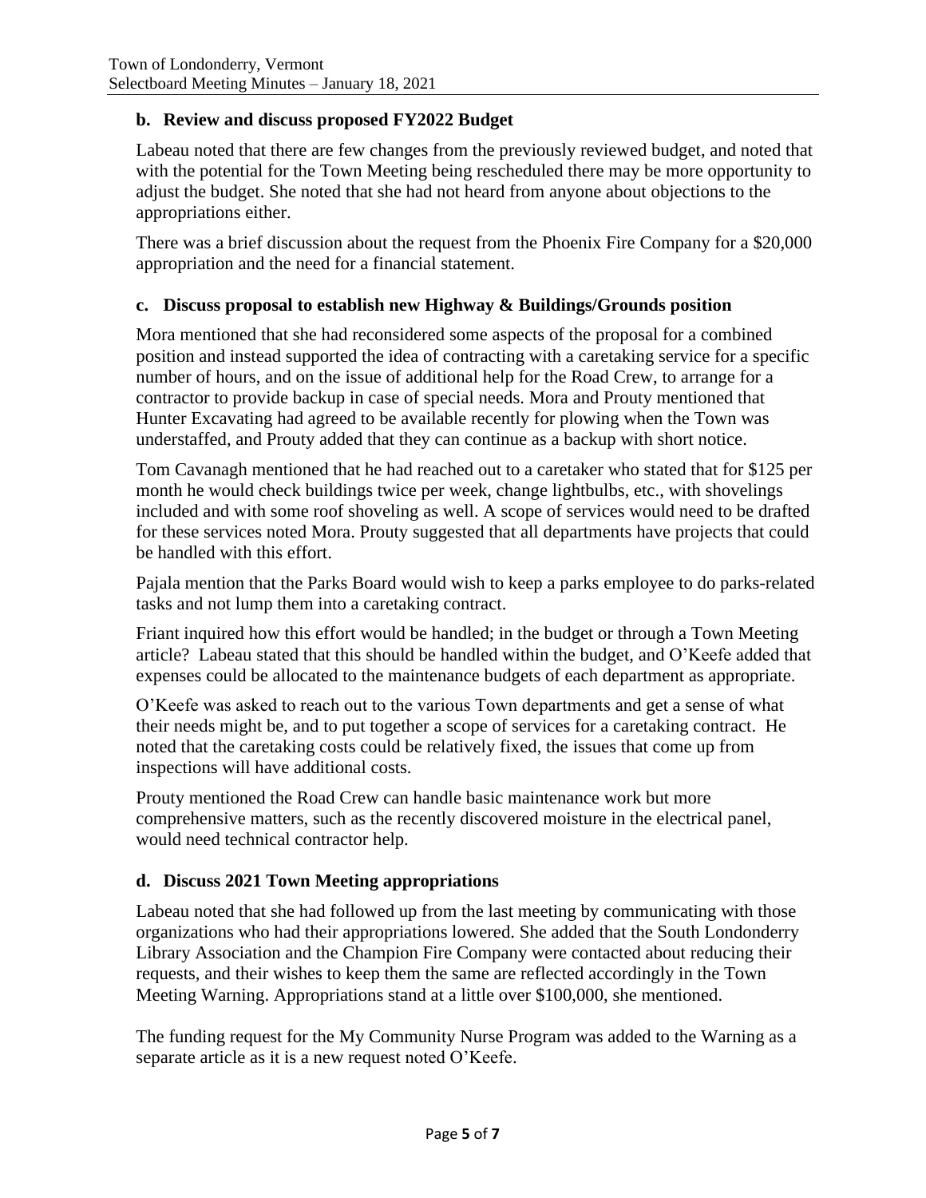**b. Review and discuss proposed FY2022 Budget**

Labeau noted that there are few changes from the previously reviewed budget, and noted that with the potential for the Town Meeting being rescheduled there may be more opportunity to adjust the budget. She noted that she had not heard from anyone about objections to the appropriations either.

There was a brief discussion about the request from the Phoenix Fire Company for a $20,000 appropriation and the need for a financial statement.

**c. Discuss proposal to establish new Highway & Buildings/Grounds position**

Mora mentioned that she had reconsidered some aspects of the proposal for a combined position and instead supported the idea of contracting with a caretaking service for a specific number of hours, and on the issue of additional help for the Road Crew, to arrange for a contractor to provide backup in case of special needs. Mora and Prouty mentioned that Hunter Excavating had agreed to be available recently for plowing when the Town was understaffed, and Prouty added that they can continue as a backup with short notice.

Tom Cavanagh mentioned that he had reached out to a caretaker who stated that for $125 per month he would check buildings twice per week, change lightbulbs, etc., with shovelings included and with some roof shoveling as well. A scope of services would need to be drafted for these services noted Mora. Prouty suggested that all departments have projects that could be handled with this effort.

Pajala mention that the Parks Board would wish to keep a parks employee to do parks-related tasks and not lump them into a caretaking contract.

Friant inquired how this effort would be handled; in the budget or through a Town Meeting article? Labeau stated that this should be handled within the budget, and O'Keefe added that expenses could be allocated to the maintenance budgets of each department as appropriate.

O'Keefe was asked to reach out to the various Town departments and get a sense of what their needs might be, and to put together a scope of services for a caretaking contract. He noted that the caretaking costs could be relatively fixed, the issues that come up from inspections will have additional costs.

Prouty mentioned the Road Crew can handle basic maintenance work but more comprehensive matters, such as the recently discovered moisture in the electrical panel, would need technical contractor help.

**d. Discuss 2021 Town Meeting appropriations**

Labeau noted that she had followed up from the last meeting by communicating with those organizations who had their appropriations lowered. She added that the South Londonderry Library Association and the Champion Fire Company were contacted about reducing their requests, and their wishes to keep them the same are reflected accordingly in the Town Meeting Warning. Appropriations stand at a little over $100,000, she mentioned.

The funding request for the My Community Nurse Program was added to the Warning as a separate article as it is a new request noted O'Keefe.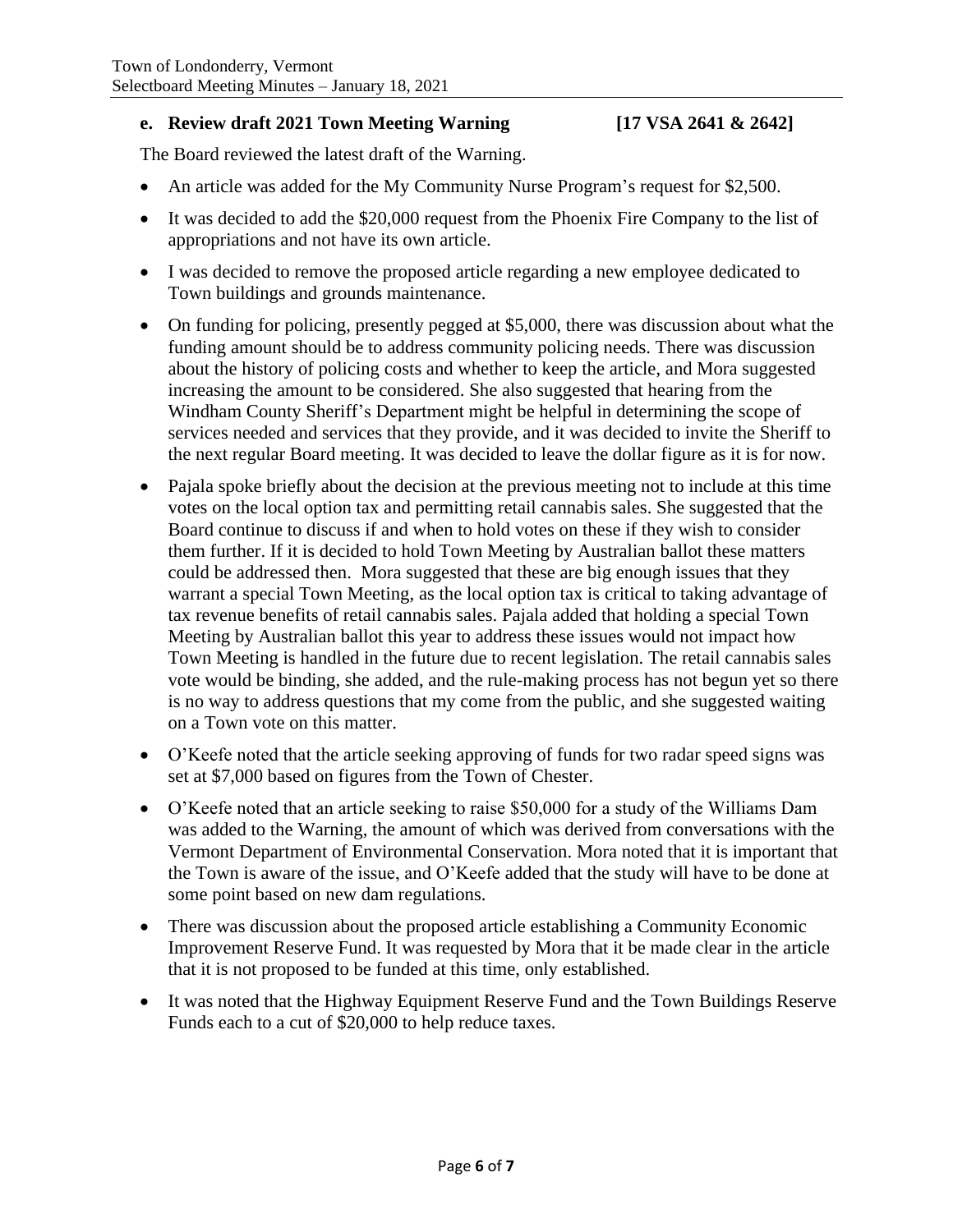**e. Review draft 2021 Town Meeting Warning [17 VSA 2641 & 2642]**

The Board reviewed the latest draft of the Warning.

- An article was added for the My Community Nurse Program's request for $2,500.
- It was decided to add the $20,000 request from the Phoenix Fire Company to the list of appropriations and not have its own article.
- I was decided to remove the proposed article regarding a new employee dedicated to Town buildings and grounds maintenance.
- On funding for policing, presently pegged at $5,000, there was discussion about what the funding amount should be to address community policing needs. There was discussion about the history of policing costs and whether to keep the article, and Mora suggested increasing the amount to be considered. She also suggested that hearing from the Windham County Sheriff's Department might be helpful in determining the scope of services needed and services that they provide, and it was decided to invite the Sheriff to the next regular Board meeting. It was decided to leave the dollar figure as it is for now.
- Pajala spoke briefly about the decision at the previous meeting not to include at this time votes on the local option tax and permitting retail cannabis sales. She suggested that the Board continue to discuss if and when to hold votes on these if they wish to consider them further. If it is decided to hold Town Meeting by Australian ballot these matters could be addressed then. Mora suggested that these are big enough issues that they warrant a special Town Meeting, as the local option tax is critical to taking advantage of tax revenue benefits of retail cannabis sales. Pajala added that holding a special Town Meeting by Australian ballot this year to address these issues would not impact how Town Meeting is handled in the future due to recent legislation. The retail cannabis sales vote would be binding, she added, and the rule-making process has not begun yet so there is no way to address questions that my come from the public, and she suggested waiting on a Town vote on this matter.
- O'Keefe noted that the article seeking approving of funds for two radar speed signs was set at $7,000 based on figures from the Town of Chester.
- O'Keefe noted that an article seeking to raise $50,000 for a study of the Williams Dam was added to the Warning, the amount of which was derived from conversations with the Vermont Department of Environmental Conservation. Mora noted that it is important that the Town is aware of the issue, and O'Keefe added that the study will have to be done at some point based on new dam regulations.
- There was discussion about the proposed article establishing a Community Economic Improvement Reserve Fund. It was requested by Mora that it be made clear in the article that it is not proposed to be funded at this time, only established.
- It was noted that the Highway Equipment Reserve Fund and the Town Buildings Reserve Funds each to a cut of $20,000 to help reduce taxes.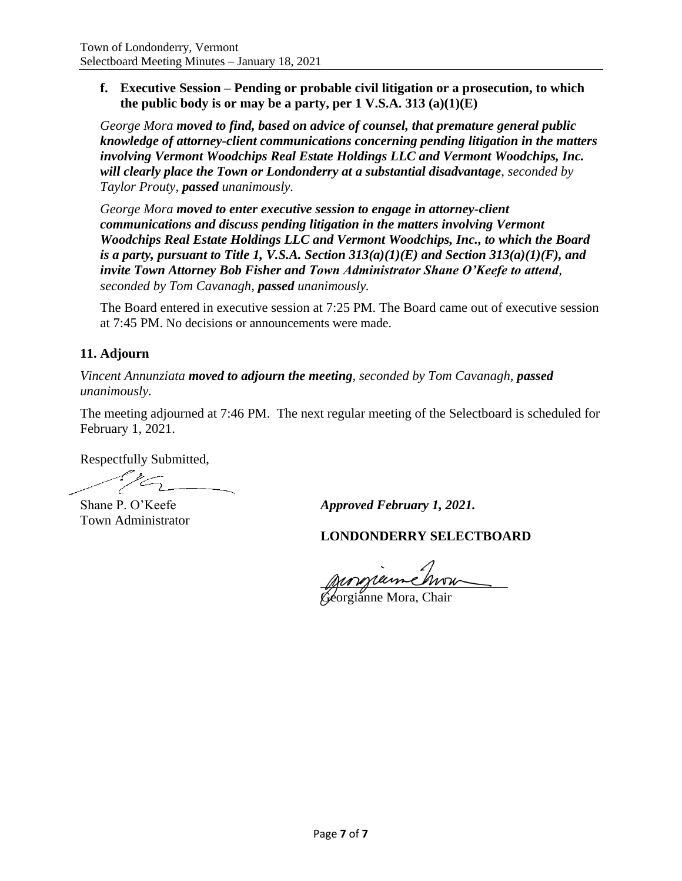**f. Executive Session – Pending or probable civil litigation or a prosecution, to which the public body is or may be a party, per 1 V.S.A. 313 (a)(1)(E)**

*George Mora* ***moved to find, based on advice of counsel, that premature general public knowledge of attorney-client communications concerning pending litigation in the matters involving Vermont Woodchips Real Estate Holdings LLC and Vermont Woodchips, Inc. will clearly place the Town or Londonderry at a substantial disadvantage****, seconded by Taylor Prouty,* ***passed*** *unanimously.*

*George Mora* ***moved to enter executive session to engage in attorney-client communications and discuss pending litigation in the matters involving Vermont Woodchips Real Estate Holdings LLC and Vermont Woodchips, Inc., to which the Board is a party, pursuant to Title 1, V.S.A. Section 313(a)(1)(E) and Section 313(a)(1)(F), and invite Town Attorney Bob Fisher and Town Administrator Shane O'Keefe to attend****, seconded by Tom Cavanagh,* ***passed*** *unanimously.*

The Board entered in executive session at 7:25 PM. The Board came out of executive session at 7:45 PM. No decisions or announcements were made.

## 11. Adjourn

*Vincent Annunziata* ***moved to adjourn the meeting****, seconded by Tom Cavanagh,* ***passed*** *unanimously.*

The meeting adjourned at 7:46 PM. The next regular meeting of the Selectboard is scheduled for February 1, 2021.

Respectfully Submitted,

Shane P. O'Keefe
Town Administrator

***Approved February 1, 2021.***

**LONDONDERRY SELECTBOARD**

Georgianne Mora, Chair